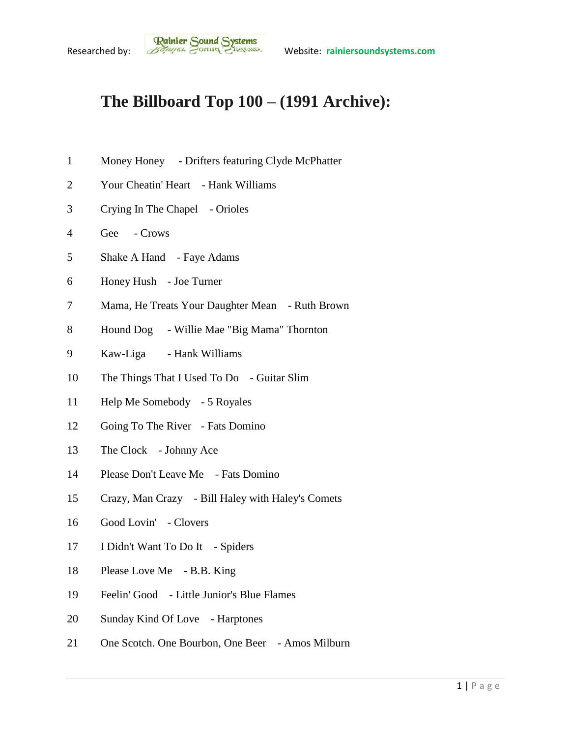Researched by: Rainier Sound Systems Website: rainiersoundsystems.com

# The Billboard Top 100 – (1991 Archive):

1 Money Honey - Drifters featuring Clyde McPhatter

2 Your Cheatin' Heart - Hank Williams

3 Crying In The Chapel - Orioles

4 Gee - Crows

5 Shake A Hand - Faye Adams

6 Honey Hush - Joe Turner

7 Mama, He Treats Your Daughter Mean - Ruth Brown

8 Hound Dog - Willie Mae "Big Mama" Thornton

9 Kaw-Liga - Hank Williams

10 The Things That I Used To Do - Guitar Slim

11 Help Me Somebody - 5 Royales

12 Going To The River - Fats Domino

13 The Clock - Johnny Ace

14 Please Don't Leave Me - Fats Domino

15 Crazy, Man Crazy - Bill Haley with Haley's Comets

16 Good Lovin' - Clovers

17 I Didn't Want To Do It - Spiders

18 Please Love Me - B.B. King

19 Feelin' Good - Little Junior's Blue Flames

20 Sunday Kind Of Love - Harptones

21 One Scotch. One Bourbon, One Beer - Amos Milburn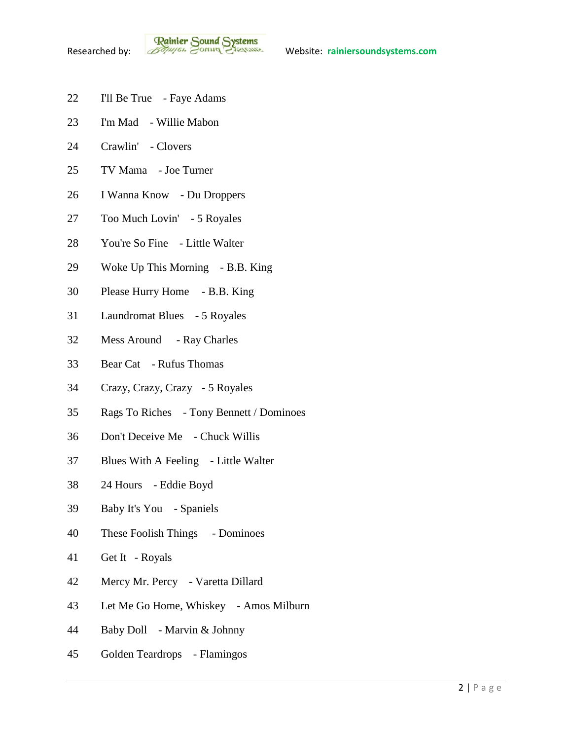22 I'll Be True - Faye Adams

23 I'm Mad - Willie Mabon

24 Crawlin' - Clovers

25 TV Mama - Joe Turner

26 I Wanna Know - Du Droppers

27 Too Much Lovin' - 5 Royales

28 You're So Fine - Little Walter

29 Woke Up This Morning - B.B. King

30 Please Hurry Home - B.B. King

31 Laundromat Blues - 5 Royales

32 Mess Around - Ray Charles

33 Bear Cat - Rufus Thomas

34 Crazy, Crazy, Crazy - 5 Royales

35 Rags To Riches - Tony Bennett / Dominoes

36 Don't Deceive Me - Chuck Willis

37 Blues With A Feeling - Little Walter

38 24 Hours - Eddie Boyd

39 Baby It's You - Spaniels

40 These Foolish Things - Dominoes

41 Get It - Royals

42 Mercy Mr. Percy - Varetta Dillard

43 Let Me Go Home, Whiskey - Amos Milburn

44 Baby Doll - Marvin & Johnny

45 Golden Teardrops - Flamingos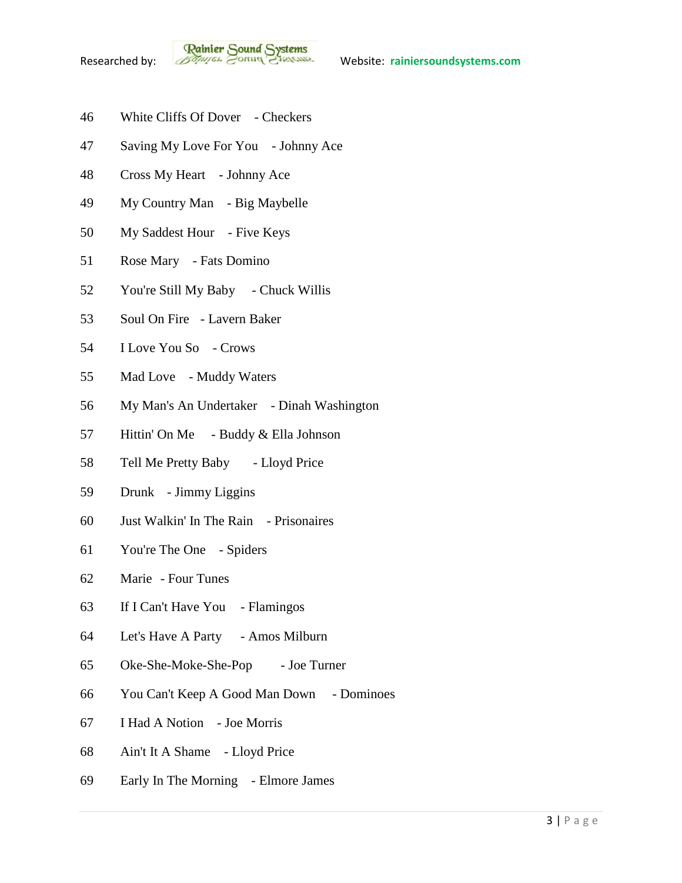46 White Cliffs Of Dover - Checkers

47 Saving My Love For You - Johnny Ace

48 Cross My Heart - Johnny Ace

49 My Country Man - Big Maybelle

50 My Saddest Hour - Five Keys

51 Rose Mary - Fats Domino

52 You're Still My Baby - Chuck Willis

53 Soul On Fire - Lavern Baker

54 I Love You So - Crows

55 Mad Love - Muddy Waters

56 My Man's An Undertaker - Dinah Washington

57 Hittin' On Me - Buddy & Ella Johnson

58 Tell Me Pretty Baby - Lloyd Price

59 Drunk - Jimmy Liggins

60 Just Walkin' In The Rain - Prisonaires

61 You're The One - Spiders

62 Marie - Four Tunes

63 If I Can't Have You - Flamingos

64 Let's Have A Party - Amos Milburn

65 Oke-She-Moke-She-Pop - Joe Turner

66 You Can't Keep A Good Man Down - Dominoes

67 I Had A Notion - Joe Morris

68 Ain't It A Shame - Lloyd Price

69 Early In The Morning - Elmore James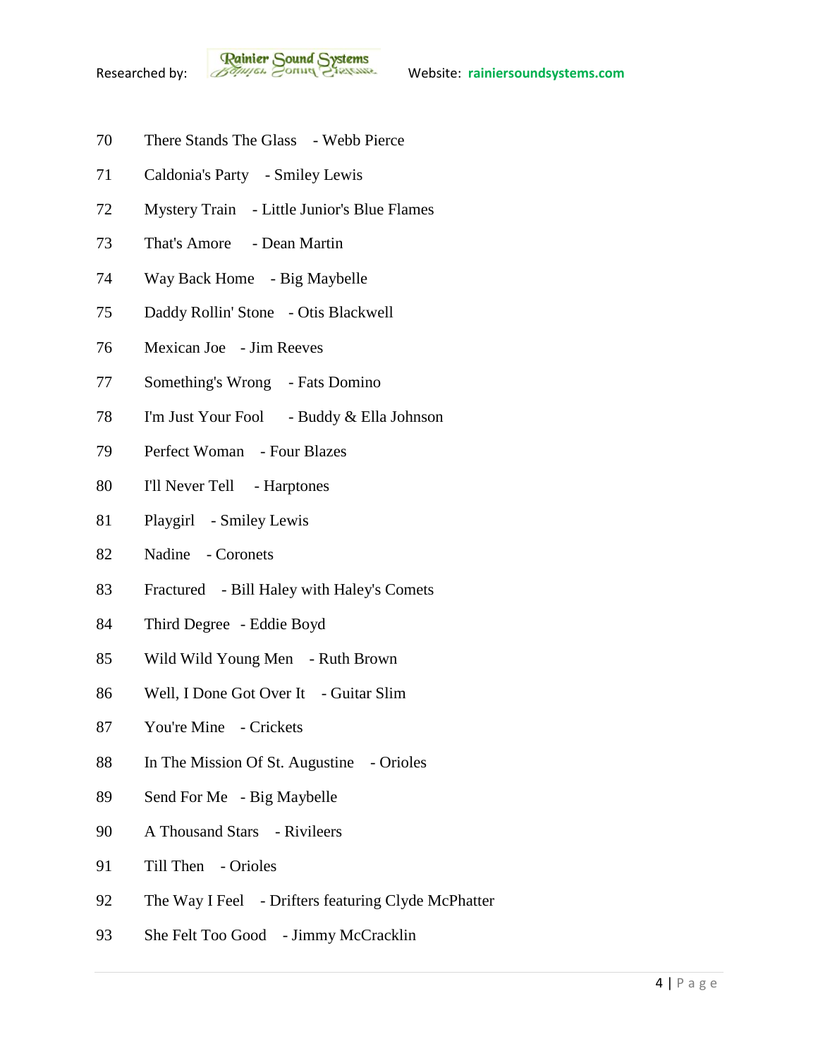70 There Stands The Glass - Webb Pierce

71 Caldonia's Party - Smiley Lewis

72 Mystery Train - Little Junior's Blue Flames

73 That's Amore - Dean Martin

74 Way Back Home - Big Maybelle

75 Daddy Rollin' Stone - Otis Blackwell

76 Mexican Joe - Jim Reeves

77 Something's Wrong - Fats Domino

78 I'm Just Your Fool - Buddy & Ella Johnson

79 Perfect Woman - Four Blazes

80 I'll Never Tell - Harptones

81 Playgirl - Smiley Lewis

82 Nadine - Coronets

83 Fractured - Bill Haley with Haley's Comets

84 Third Degree - Eddie Boyd

85 Wild Wild Young Men - Ruth Brown

86 Well, I Done Got Over It - Guitar Slim

87 You're Mine - Crickets

88 In The Mission Of St. Augustine - Orioles

89 Send For Me - Big Maybelle

90 A Thousand Stars - Rivileers

91 Till Then - Orioles

92 The Way I Feel - Drifters featuring Clyde McPhatter

93 She Felt Too Good - Jimmy McCracklin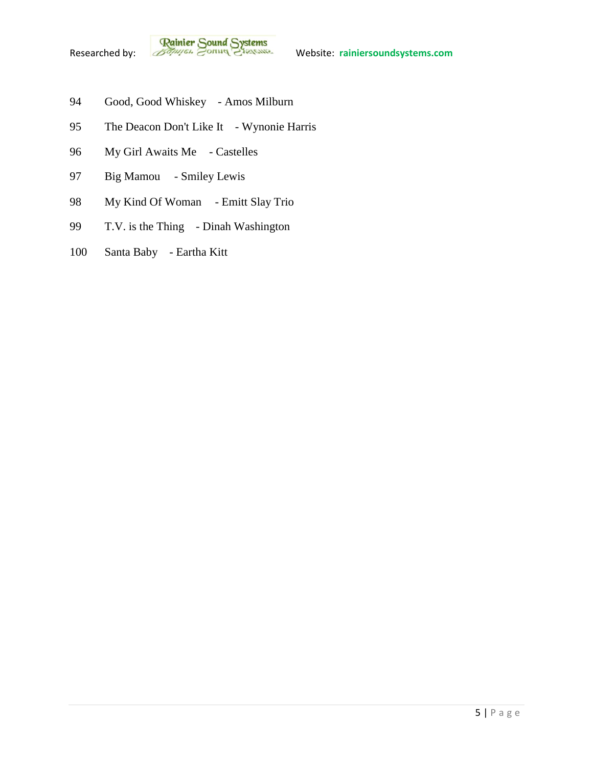94 Good, Good Whiskey - Amos Milburn

95 The Deacon Don't Like It - Wynonie Harris

96 My Girl Awaits Me - Castelles

97 Big Mamou - Smiley Lewis

98 My Kind Of Woman - Emitt Slay Trio

99 T.V. is the Thing - Dinah Washington

100 Santa Baby - Eartha Kitt